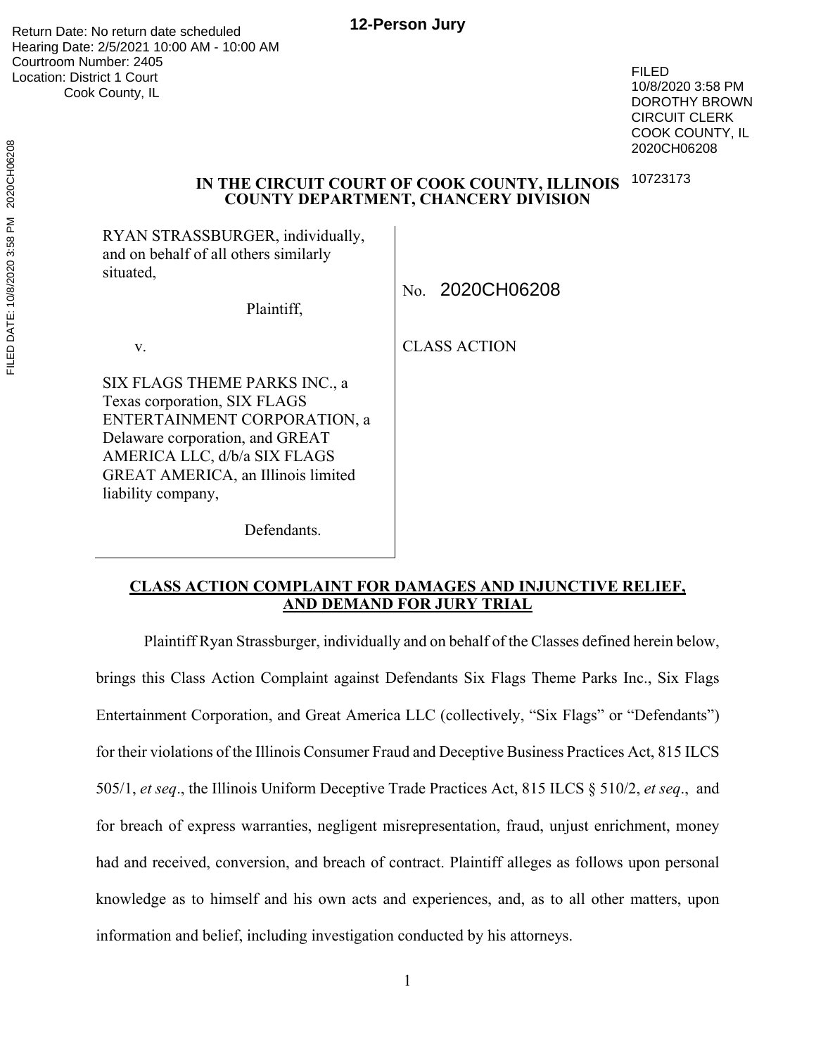**12-Person Jury**

Return Date: No return date scheduled
Hearing Date: 2/5/2021 10:00 AM - 10:00 AM
Courtroom Number: 2405
Location: District 1 Court
Cook County, IL

FILED
10/8/2020 3:58 PM
DOROTHY BROWN
CIRCUIT CLERK
COOK COUNTY, IL
2020CH06208

10723173

**IN THE CIRCUIT COURT OF COOK COUNTY, ILLINOIS**
**COUNTY DEPARTMENT, CHANCERY DIVISION**

RYAN STRASSBURGER, individually, and on behalf of all others similarly situated,

Plaintiff,

v.

SIX FLAGS THEME PARKS INC., a Texas corporation, SIX FLAGS ENTERTAINMENT CORPORATION, a Delaware corporation, and GREAT AMERICA LLC, d/b/a SIX FLAGS GREAT AMERICA, an Illinois limited liability company,

Defendants.

No. 2020CH06208

CLASS ACTION

**CLASS ACTION COMPLAINT FOR DAMAGES AND INJUNCTIVE RELIEF, AND DEMAND FOR JURY TRIAL**

Plaintiff Ryan Strassburger, individually and on behalf of the Classes defined herein below, brings this Class Action Complaint against Defendants Six Flags Theme Parks Inc., Six Flags Entertainment Corporation, and Great America LLC (collectively, "Six Flags" or "Defendants") for their violations of the Illinois Consumer Fraud and Deceptive Business Practices Act, 815 ILCS 505/1, *et seq*., the Illinois Uniform Deceptive Trade Practices Act, 815 ILCS § 510/2, *et seq*., and for breach of express warranties, negligent misrepresentation, fraud, unjust enrichment, money had and received, conversion, and breach of contract. Plaintiff alleges as follows upon personal knowledge as to himself and his own acts and experiences, and, as to all other matters, upon information and belief, including investigation conducted by his attorneys.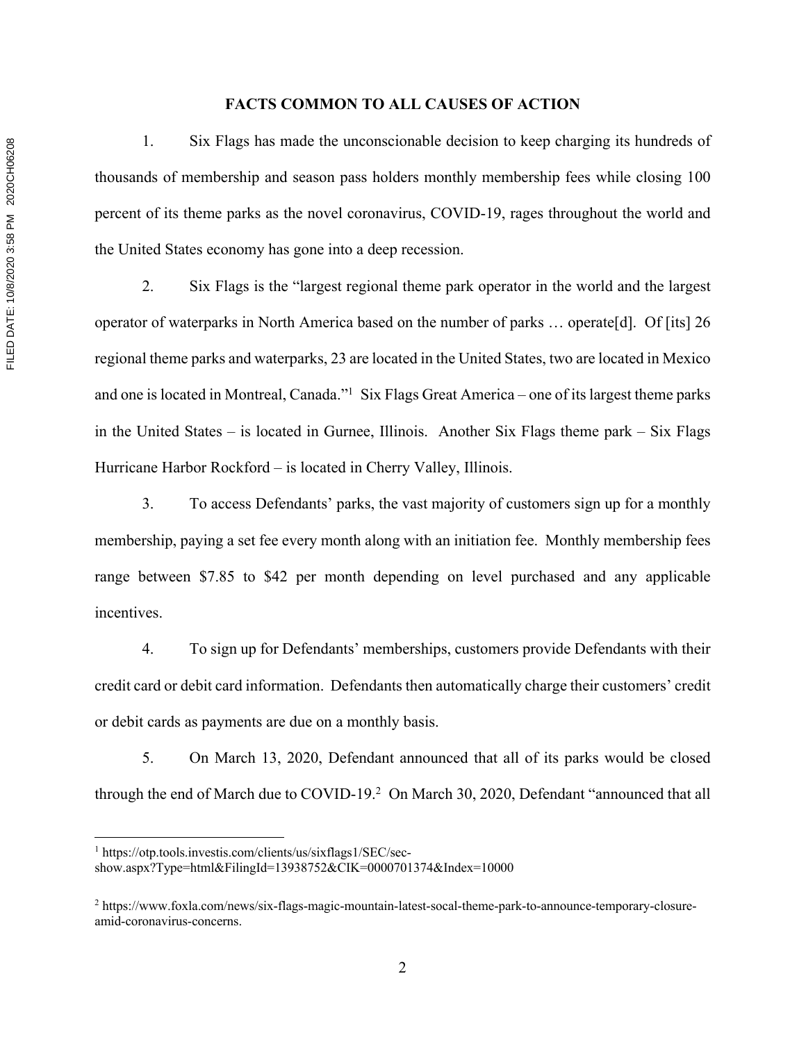## FACTS COMMON TO ALL CAUSES OF ACTION

1. Six Flags has made the unconscionable decision to keep charging its hundreds of thousands of membership and season pass holders monthly membership fees while closing 100 percent of its theme parks as the novel coronavirus, COVID-19, rages throughout the world and the United States economy has gone into a deep recession.

2. Six Flags is the "largest regional theme park operator in the world and the largest operator of waterparks in North America based on the number of parks … operate[d]. Of [its] 26 regional theme parks and waterparks, 23 are located in the United States, two are located in Mexico and one is located in Montreal, Canada."[1] Six Flags Great America – one of its largest theme parks in the United States – is located in Gurnee, Illinois. Another Six Flags theme park – Six Flags Hurricane Harbor Rockford – is located in Cherry Valley, Illinois.

3. To access Defendants' parks, the vast majority of customers sign up for a monthly membership, paying a set fee every month along with an initiation fee. Monthly membership fees range between $7.85 to $42 per month depending on level purchased and any applicable incentives.

4. To sign up for Defendants' memberships, customers provide Defendants with their credit card or debit card information. Defendants then automatically charge their customers' credit or debit cards as payments are due on a monthly basis.

5. On March 13, 2020, Defendant announced that all of its parks would be closed through the end of March due to COVID-19.[2] On March 30, 2020, Defendant "announced that all

---

[1] https://otp.tools.investis.com/clients/us/sixflags1/SEC/sec-show.aspx?Type=html&FilingId=13938752&CIK=0000701374&Index=10000

[2] https://www.foxla.com/news/six-flags-magic-mountain-latest-socal-theme-park-to-announce-temporary-closure-amid-coronavirus-concerns.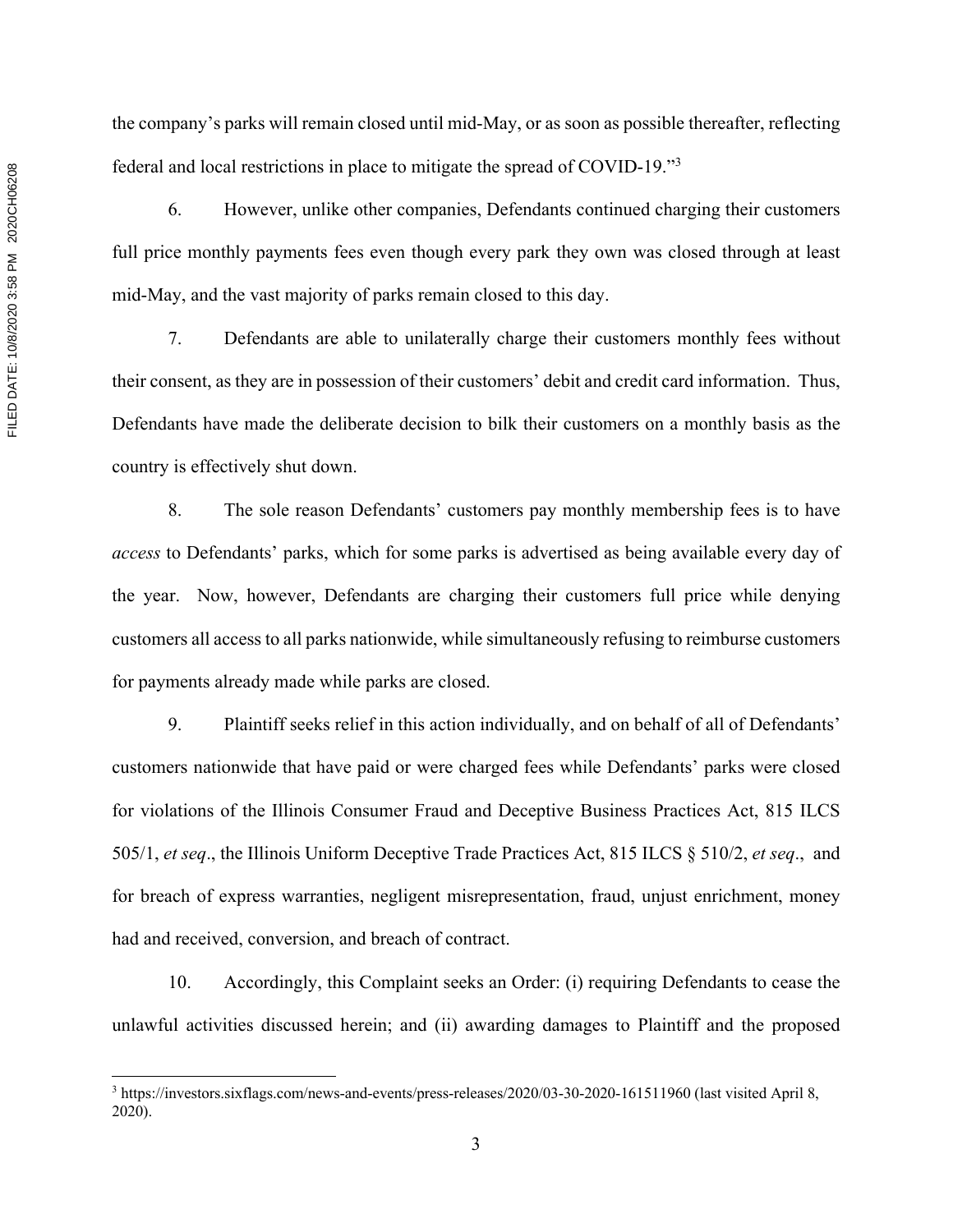the company's parks will remain closed until mid-May, or as soon as possible thereafter, reflecting federal and local restrictions in place to mitigate the spread of COVID-19."[3]

6. However, unlike other companies, Defendants continued charging their customers full price monthly payments fees even though every park they own was closed through at least mid-May, and the vast majority of parks remain closed to this day.

7. Defendants are able to unilaterally charge their customers monthly fees without their consent, as they are in possession of their customers' debit and credit card information. Thus, Defendants have made the deliberate decision to bilk their customers on a monthly basis as the country is effectively shut down.

8. The sole reason Defendants' customers pay monthly membership fees is to have *access* to Defendants' parks, which for some parks is advertised as being available every day of the year. Now, however, Defendants are charging their customers full price while denying customers all access to all parks nationwide, while simultaneously refusing to reimburse customers for payments already made while parks are closed.

9. Plaintiff seeks relief in this action individually, and on behalf of all of Defendants' customers nationwide that have paid or were charged fees while Defendants' parks were closed for violations of the Illinois Consumer Fraud and Deceptive Business Practices Act, 815 ILCS 505/1, *et seq*., the Illinois Uniform Deceptive Trade Practices Act, 815 ILCS § 510/2, *et seq*., and for breach of express warranties, negligent misrepresentation, fraud, unjust enrichment, money had and received, conversion, and breach of contract.

10. Accordingly, this Complaint seeks an Order: (i) requiring Defendants to cease the unlawful activities discussed herein; and (ii) awarding damages to Plaintiff and the proposed

[3] https://investors.sixflags.com/news-and-events/press-releases/2020/03-30-2020-161511960 (last visited April 8, 2020).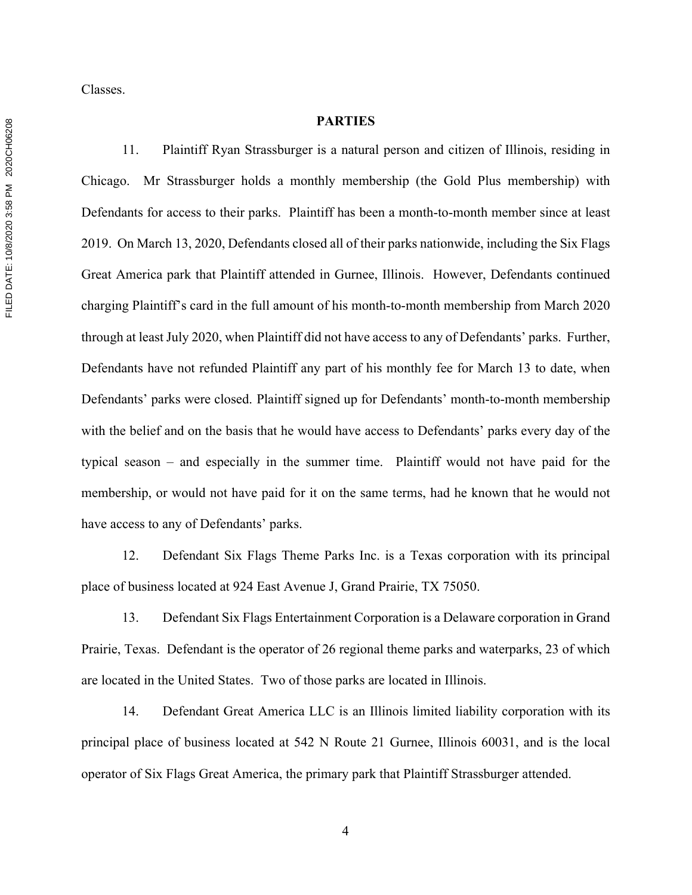Classes.

**PARTIES**

11. Plaintiff Ryan Strassburger is a natural person and citizen of Illinois, residing in Chicago. Mr Strassburger holds a monthly membership (the Gold Plus membership) with Defendants for access to their parks. Plaintiff has been a month-to-month member since at least 2019. On March 13, 2020, Defendants closed all of their parks nationwide, including the Six Flags Great America park that Plaintiff attended in Gurnee, Illinois. However, Defendants continued charging Plaintiff's card in the full amount of his month-to-month membership from March 2020 through at least July 2020, when Plaintiff did not have access to any of Defendants' parks. Further, Defendants have not refunded Plaintiff any part of his monthly fee for March 13 to date, when Defendants' parks were closed. Plaintiff signed up for Defendants' month-to-month membership with the belief and on the basis that he would have access to Defendants' parks every day of the typical season – and especially in the summer time. Plaintiff would not have paid for the membership, or would not have paid for it on the same terms, had he known that he would not have access to any of Defendants' parks.

12. Defendant Six Flags Theme Parks Inc. is a Texas corporation with its principal place of business located at 924 East Avenue J, Grand Prairie, TX 75050.

13. Defendant Six Flags Entertainment Corporation is a Delaware corporation in Grand Prairie, Texas. Defendant is the operator of 26 regional theme parks and waterparks, 23 of which are located in the United States. Two of those parks are located in Illinois.

14. Defendant Great America LLC is an Illinois limited liability corporation with its principal place of business located at 542 N Route 21 Gurnee, Illinois 60031, and is the local operator of Six Flags Great America, the primary park that Plaintiff Strassburger attended.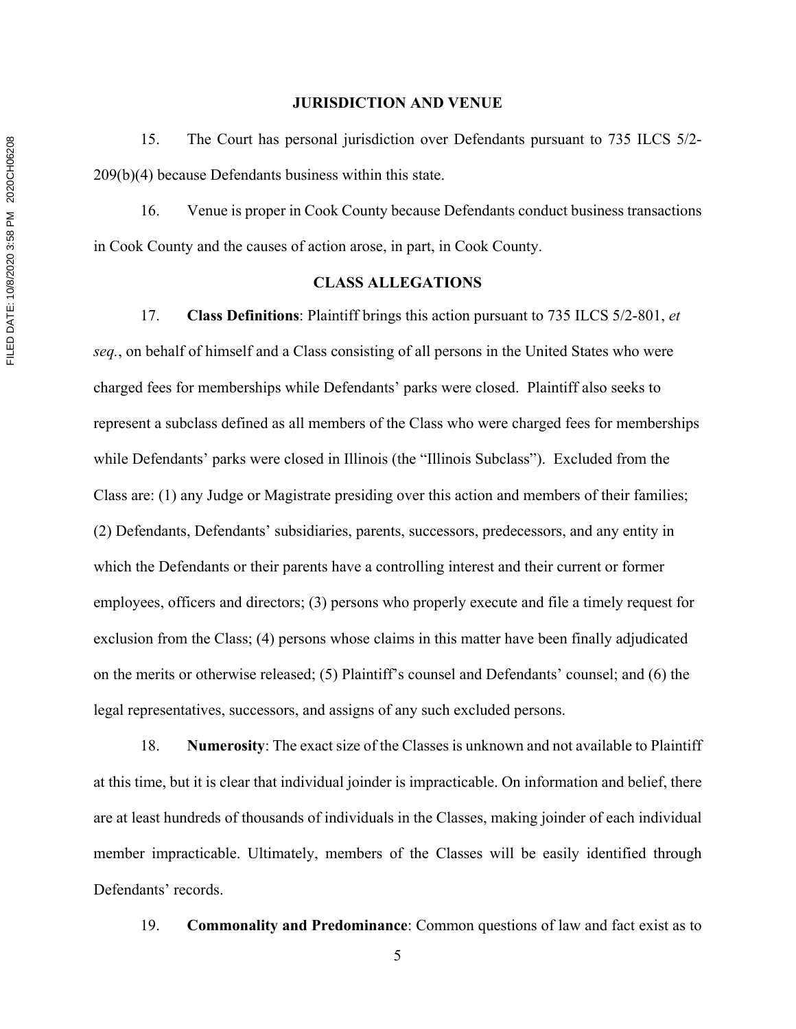## JURISDICTION AND VENUE

15. The Court has personal jurisdiction over Defendants pursuant to 735 ILCS 5/2-209(b)(4) because Defendants business within this state.

16. Venue is proper in Cook County because Defendants conduct business transactions in Cook County and the causes of action arose, in part, in Cook County.

## CLASS ALLEGATIONS

17. **Class Definitions**: Plaintiff brings this action pursuant to 735 ILCS 5/2-801, *et seq.*, on behalf of himself and a Class consisting of all persons in the United States who were charged fees for memberships while Defendants' parks were closed. Plaintiff also seeks to represent a subclass defined as all members of the Class who were charged fees for memberships while Defendants' parks were closed in Illinois (the "Illinois Subclass"). Excluded from the Class are: (1) any Judge or Magistrate presiding over this action and members of their families; (2) Defendants, Defendants' subsidiaries, parents, successors, predecessors, and any entity in which the Defendants or their parents have a controlling interest and their current or former employees, officers and directors; (3) persons who properly execute and file a timely request for exclusion from the Class; (4) persons whose claims in this matter have been finally adjudicated on the merits or otherwise released; (5) Plaintiff's counsel and Defendants' counsel; and (6) the legal representatives, successors, and assigns of any such excluded persons.

18. **Numerosity**: The exact size of the Classes is unknown and not available to Plaintiff at this time, but it is clear that individual joinder is impracticable. On information and belief, there are at least hundreds of thousands of individuals in the Classes, making joinder of each individual member impracticable. Ultimately, members of the Classes will be easily identified through Defendants' records.

19. **Commonality and Predominance**: Common questions of law and fact exist as to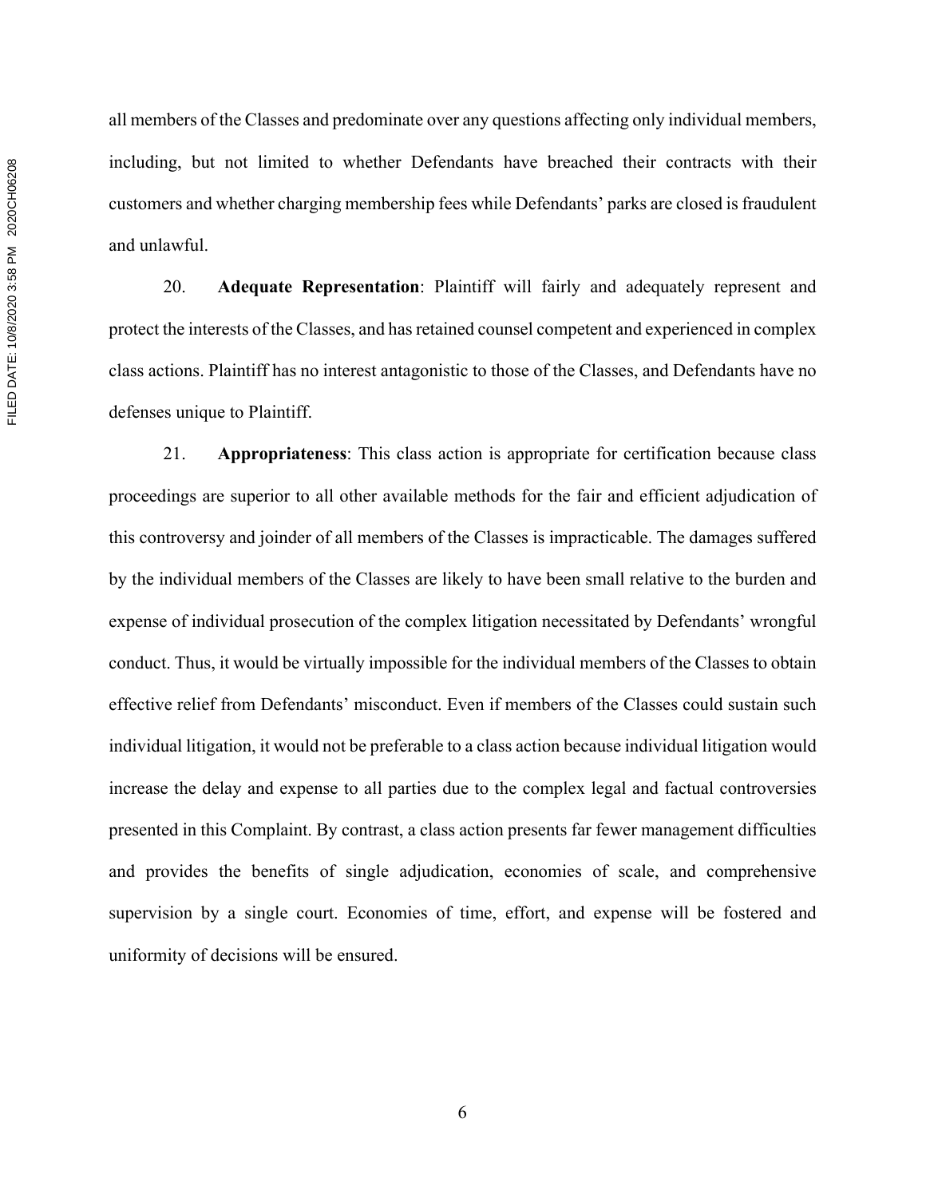all members of the Classes and predominate over any questions affecting only individual members, including, but not limited to whether Defendants have breached their contracts with their customers and whether charging membership fees while Defendants' parks are closed is fraudulent and unlawful.

20. **Adequate Representation**: Plaintiff will fairly and adequately represent and protect the interests of the Classes, and has retained counsel competent and experienced in complex class actions. Plaintiff has no interest antagonistic to those of the Classes, and Defendants have no defenses unique to Plaintiff.

21. **Appropriateness**: This class action is appropriate for certification because class proceedings are superior to all other available methods for the fair and efficient adjudication of this controversy and joinder of all members of the Classes is impracticable. The damages suffered by the individual members of the Classes are likely to have been small relative to the burden and expense of individual prosecution of the complex litigation necessitated by Defendants' wrongful conduct. Thus, it would be virtually impossible for the individual members of the Classes to obtain effective relief from Defendants' misconduct. Even if members of the Classes could sustain such individual litigation, it would not be preferable to a class action because individual litigation would increase the delay and expense to all parties due to the complex legal and factual controversies presented in this Complaint. By contrast, a class action presents far fewer management difficulties and provides the benefits of single adjudication, economies of scale, and comprehensive supervision by a single court. Economies of time, effort, and expense will be fostered and uniformity of decisions will be ensured.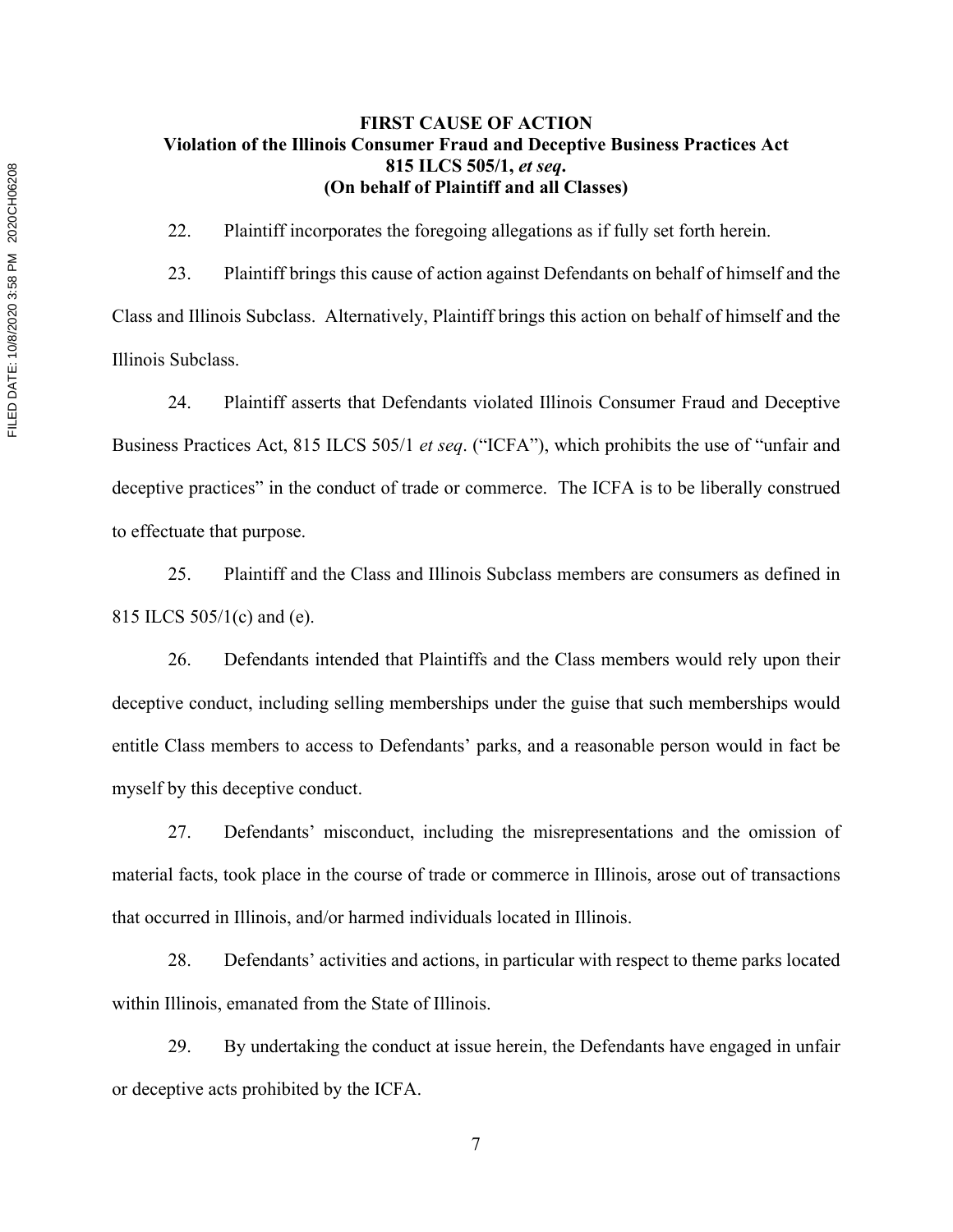**FIRST CAUSE OF ACTION**
**Violation of the Illinois Consumer Fraud and Deceptive Business Practices Act**
**815 ILCS 505/1, *et seq*.**
**(On behalf of Plaintiff and all Classes)**

22. Plaintiff incorporates the foregoing allegations as if fully set forth herein.

23. Plaintiff brings this cause of action against Defendants on behalf of himself and the Class and Illinois Subclass. Alternatively, Plaintiff brings this action on behalf of himself and the Illinois Subclass.

24. Plaintiff asserts that Defendants violated Illinois Consumer Fraud and Deceptive Business Practices Act, 815 ILCS 505/1 *et seq*. ("ICFA"), which prohibits the use of "unfair and deceptive practices" in the conduct of trade or commerce. The ICFA is to be liberally construed to effectuate that purpose.

25. Plaintiff and the Class and Illinois Subclass members are consumers as defined in 815 ILCS 505/1(c) and (e).

26. Defendants intended that Plaintiffs and the Class members would rely upon their deceptive conduct, including selling memberships under the guise that such memberships would entitle Class members to access to Defendants' parks, and a reasonable person would in fact be myself by this deceptive conduct.

27. Defendants' misconduct, including the misrepresentations and the omission of material facts, took place in the course of trade or commerce in Illinois, arose out of transactions that occurred in Illinois, and/or harmed individuals located in Illinois.

28. Defendants' activities and actions, in particular with respect to theme parks located within Illinois, emanated from the State of Illinois.

29. By undertaking the conduct at issue herein, the Defendants have engaged in unfair or deceptive acts prohibited by the ICFA.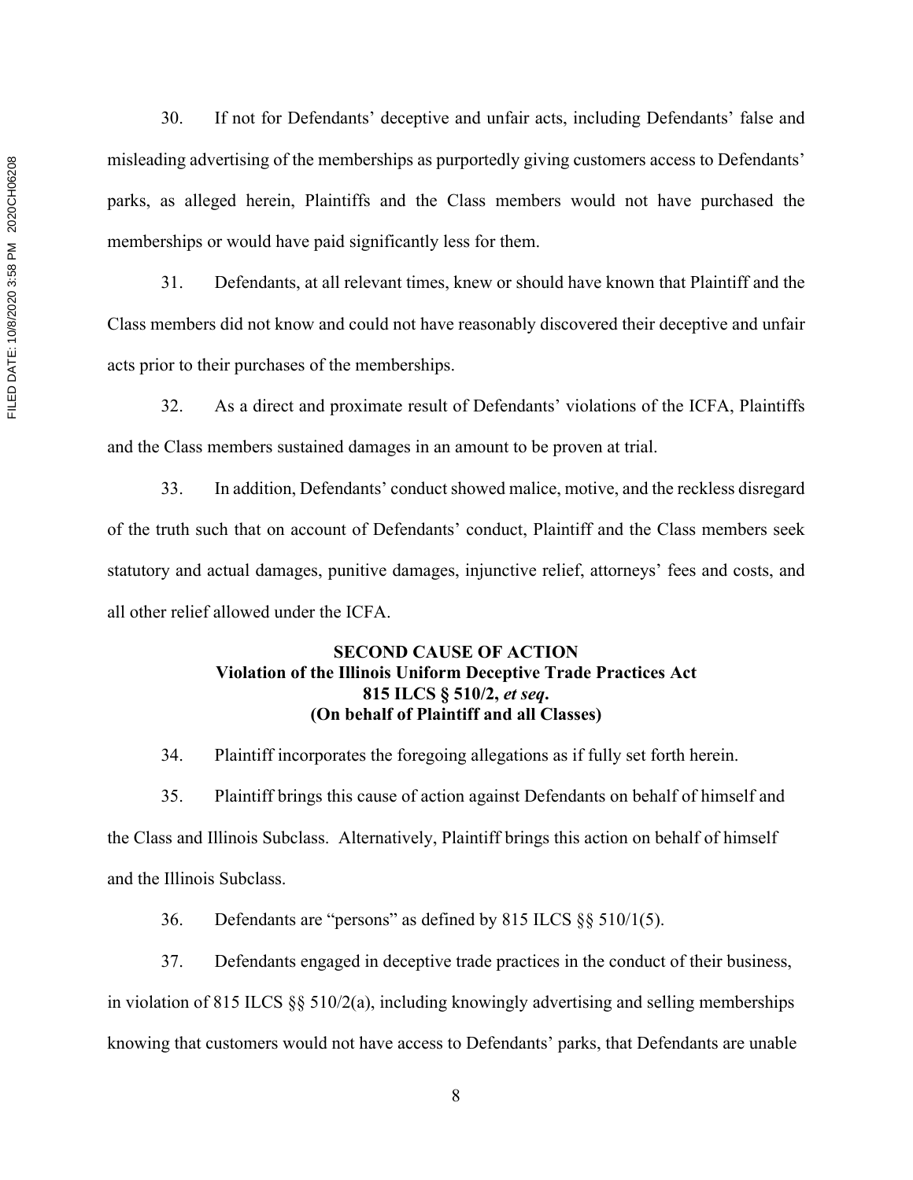30. If not for Defendants' deceptive and unfair acts, including Defendants' false and misleading advertising of the memberships as purportedly giving customers access to Defendants' parks, as alleged herein, Plaintiffs and the Class members would not have purchased the memberships or would have paid significantly less for them.

31. Defendants, at all relevant times, knew or should have known that Plaintiff and the Class members did not know and could not have reasonably discovered their deceptive and unfair acts prior to their purchases of the memberships.

32. As a direct and proximate result of Defendants' violations of the ICFA, Plaintiffs and the Class members sustained damages in an amount to be proven at trial.

33. In addition, Defendants' conduct showed malice, motive, and the reckless disregard of the truth such that on account of Defendants' conduct, Plaintiff and the Class members seek statutory and actual damages, punitive damages, injunctive relief, attorneys' fees and costs, and all other relief allowed under the ICFA.

**SECOND CAUSE OF ACTION**
**Violation of the Illinois Uniform Deceptive Trade Practices Act**
**815 ILCS § 510/2, *et seq*.**
**(On behalf of Plaintiff and all Classes)**

34. Plaintiff incorporates the foregoing allegations as if fully set forth herein.

35. Plaintiff brings this cause of action against Defendants on behalf of himself and the Class and Illinois Subclass. Alternatively, Plaintiff brings this action on behalf of himself and the Illinois Subclass.

36. Defendants are "persons" as defined by 815 ILCS §§ 510/1(5).

37. Defendants engaged in deceptive trade practices in the conduct of their business, in violation of 815 ILCS §§ 510/2(a), including knowingly advertising and selling memberships knowing that customers would not have access to Defendants' parks, that Defendants are unable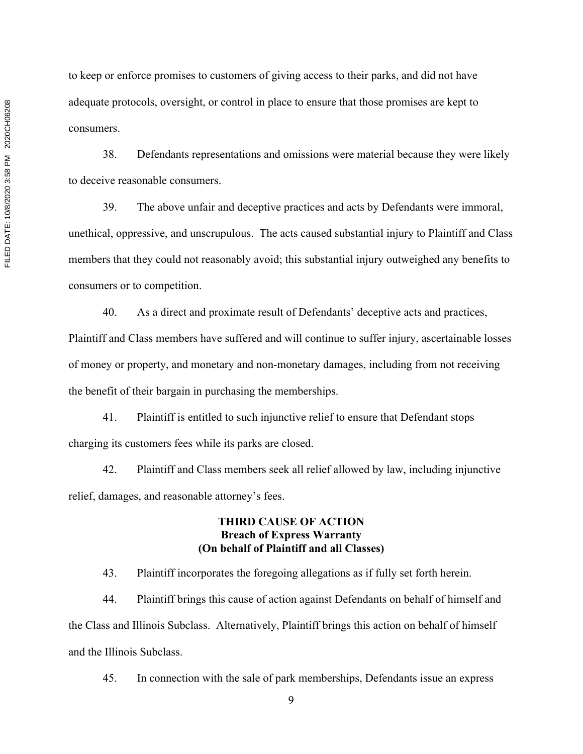to keep or enforce promises to customers of giving access to their parks, and did not have adequate protocols, oversight, or control in place to ensure that those promises are kept to consumers.

38. Defendants representations and omissions were material because they were likely to deceive reasonable consumers.

39. The above unfair and deceptive practices and acts by Defendants were immoral, unethical, oppressive, and unscrupulous. The acts caused substantial injury to Plaintiff and Class members that they could not reasonably avoid; this substantial injury outweighed any benefits to consumers or to competition.

40. As a direct and proximate result of Defendants' deceptive acts and practices, Plaintiff and Class members have suffered and will continue to suffer injury, ascertainable losses of money or property, and monetary and non-monetary damages, including from not receiving the benefit of their bargain in purchasing the memberships.

41. Plaintiff is entitled to such injunctive relief to ensure that Defendant stops charging its customers fees while its parks are closed.

42. Plaintiff and Class members seek all relief allowed by law, including injunctive relief, damages, and reasonable attorney's fees.

**THIRD CAUSE OF ACTION**
**Breach of Express Warranty**
**(On behalf of Plaintiff and all Classes)**

43. Plaintiff incorporates the foregoing allegations as if fully set forth herein.

44. Plaintiff brings this cause of action against Defendants on behalf of himself and the Class and Illinois Subclass. Alternatively, Plaintiff brings this action on behalf of himself and the Illinois Subclass.

45. In connection with the sale of park memberships, Defendants issue an express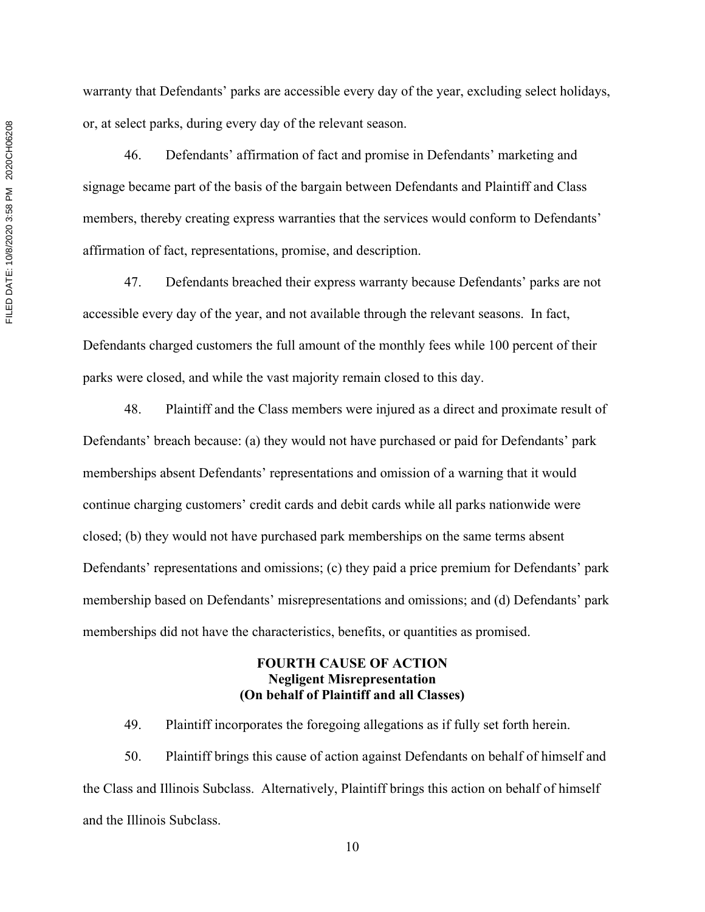warranty that Defendants' parks are accessible every day of the year, excluding select holidays, or, at select parks, during every day of the relevant season.

46. Defendants' affirmation of fact and promise in Defendants' marketing and signage became part of the basis of the bargain between Defendants and Plaintiff and Class members, thereby creating express warranties that the services would conform to Defendants' affirmation of fact, representations, promise, and description.

47. Defendants breached their express warranty because Defendants' parks are not accessible every day of the year, and not available through the relevant seasons. In fact, Defendants charged customers the full amount of the monthly fees while 100 percent of their parks were closed, and while the vast majority remain closed to this day.

48. Plaintiff and the Class members were injured as a direct and proximate result of Defendants' breach because: (a) they would not have purchased or paid for Defendants' park memberships absent Defendants' representations and omission of a warning that it would continue charging customers' credit cards and debit cards while all parks nationwide were closed; (b) they would not have purchased park memberships on the same terms absent Defendants' representations and omissions; (c) they paid a price premium for Defendants' park membership based on Defendants' misrepresentations and omissions; and (d) Defendants' park memberships did not have the characteristics, benefits, or quantities as promised.

**FOURTH CAUSE OF ACTION**
**Negligent Misrepresentation**
**(On behalf of Plaintiff and all Classes)**

49. Plaintiff incorporates the foregoing allegations as if fully set forth herein.

50. Plaintiff brings this cause of action against Defendants on behalf of himself and the Class and Illinois Subclass. Alternatively, Plaintiff brings this action on behalf of himself and the Illinois Subclass.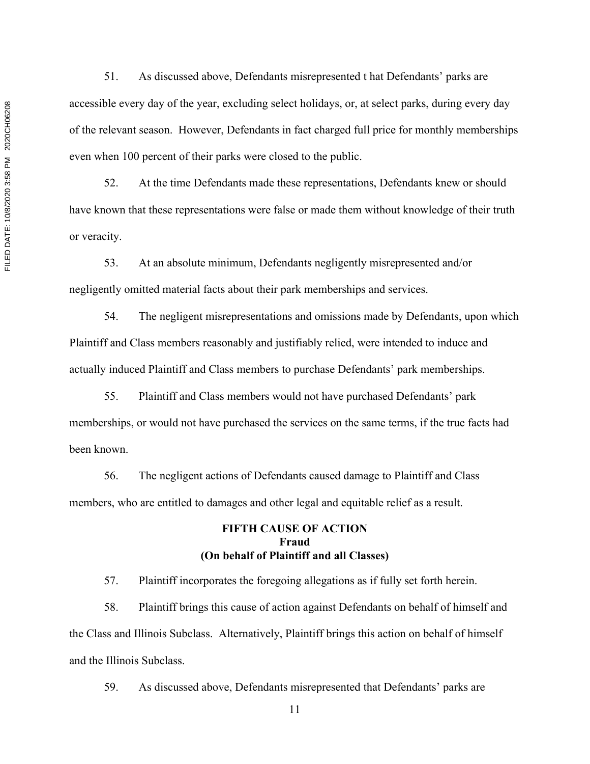51. As discussed above, Defendants misrepresented t hat Defendants' parks are accessible every day of the year, excluding select holidays, or, at select parks, during every day of the relevant season. However, Defendants in fact charged full price for monthly memberships even when 100 percent of their parks were closed to the public.

52. At the time Defendants made these representations, Defendants knew or should have known that these representations were false or made them without knowledge of their truth or veracity.

53. At an absolute minimum, Defendants negligently misrepresented and/or negligently omitted material facts about their park memberships and services.

54. The negligent misrepresentations and omissions made by Defendants, upon which Plaintiff and Class members reasonably and justifiably relied, were intended to induce and actually induced Plaintiff and Class members to purchase Defendants' park memberships.

55. Plaintiff and Class members would not have purchased Defendants' park memberships, or would not have purchased the services on the same terms, if the true facts had been known.

56. The negligent actions of Defendants caused damage to Plaintiff and Class members, who are entitled to damages and other legal and equitable relief as a result.

**FIFTH CAUSE OF ACTION**
**Fraud**
**(On behalf of Plaintiff and all Classes)**

57. Plaintiff incorporates the foregoing allegations as if fully set forth herein.

58. Plaintiff brings this cause of action against Defendants on behalf of himself and the Class and Illinois Subclass. Alternatively, Plaintiff brings this action on behalf of himself and the Illinois Subclass.

59. As discussed above, Defendants misrepresented that Defendants' parks are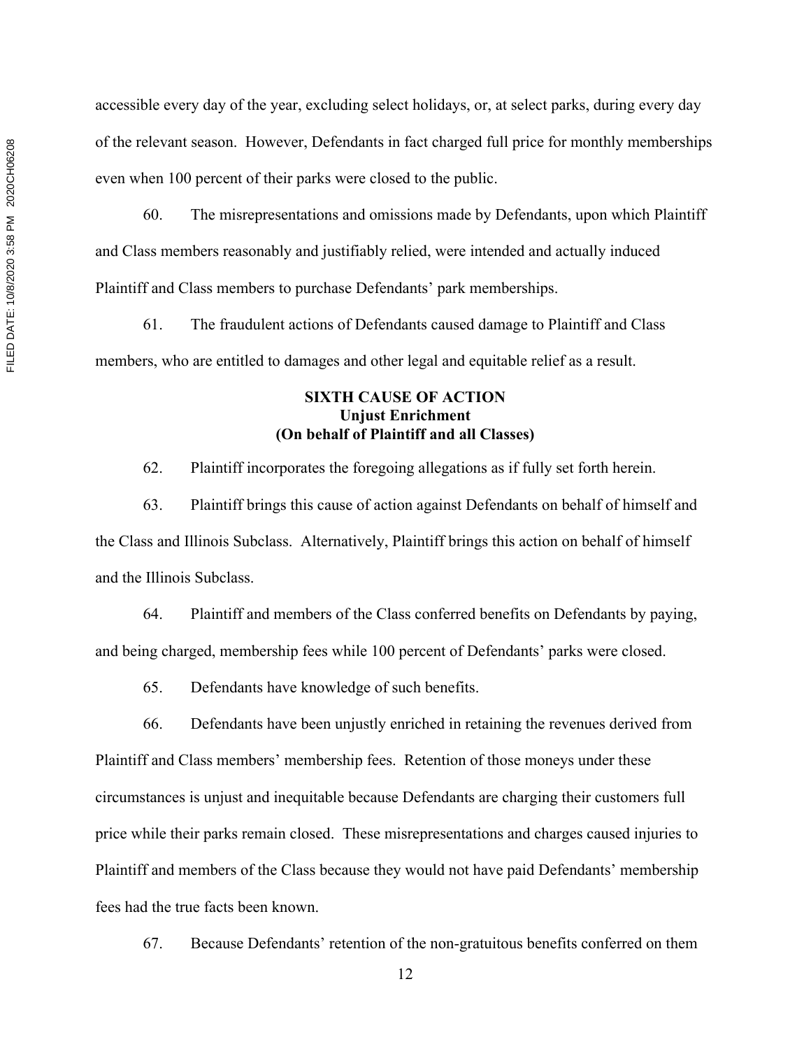accessible every day of the year, excluding select holidays, or, at select parks, during every day of the relevant season. However, Defendants in fact charged full price for monthly memberships even when 100 percent of their parks were closed to the public.

60. The misrepresentations and omissions made by Defendants, upon which Plaintiff and Class members reasonably and justifiably relied, were intended and actually induced Plaintiff and Class members to purchase Defendants' park memberships.

61. The fraudulent actions of Defendants caused damage to Plaintiff and Class members, who are entitled to damages and other legal and equitable relief as a result.

**SIXTH CAUSE OF ACTION**
**Unjust Enrichment**
**(On behalf of Plaintiff and all Classes)**

62. Plaintiff incorporates the foregoing allegations as if fully set forth herein.

63. Plaintiff brings this cause of action against Defendants on behalf of himself and the Class and Illinois Subclass. Alternatively, Plaintiff brings this action on behalf of himself and the Illinois Subclass.

64. Plaintiff and members of the Class conferred benefits on Defendants by paying, and being charged, membership fees while 100 percent of Defendants' parks were closed.

65. Defendants have knowledge of such benefits.

66. Defendants have been unjustly enriched in retaining the revenues derived from Plaintiff and Class members' membership fees. Retention of those moneys under these circumstances is unjust and inequitable because Defendants are charging their customers full price while their parks remain closed. These misrepresentations and charges caused injuries to Plaintiff and members of the Class because they would not have paid Defendants' membership fees had the true facts been known.

67. Because Defendants' retention of the non-gratuitous benefits conferred on them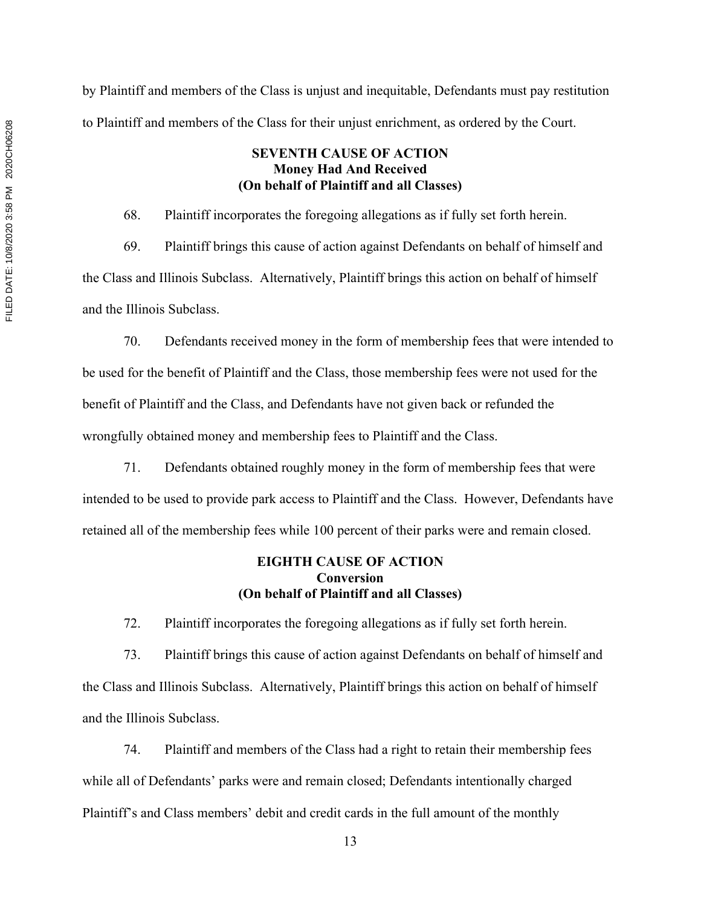by Plaintiff and members of the Class is unjust and inequitable, Defendants must pay restitution to Plaintiff and members of the Class for their unjust enrichment, as ordered by the Court.

**SEVENTH CAUSE OF ACTION**
**Money Had And Received**
**(On behalf of Plaintiff and all Classes)**

68. Plaintiff incorporates the foregoing allegations as if fully set forth herein.

69. Plaintiff brings this cause of action against Defendants on behalf of himself and the Class and Illinois Subclass. Alternatively, Plaintiff brings this action on behalf of himself and the Illinois Subclass.

70. Defendants received money in the form of membership fees that were intended to be used for the benefit of Plaintiff and the Class, those membership fees were not used for the benefit of Plaintiff and the Class, and Defendants have not given back or refunded the wrongfully obtained money and membership fees to Plaintiff and the Class.

71. Defendants obtained roughly money in the form of membership fees that were intended to be used to provide park access to Plaintiff and the Class. However, Defendants have retained all of the membership fees while 100 percent of their parks were and remain closed.

**EIGHTH CAUSE OF ACTION**
**Conversion**
**(On behalf of Plaintiff and all Classes)**

72. Plaintiff incorporates the foregoing allegations as if fully set forth herein.

73. Plaintiff brings this cause of action against Defendants on behalf of himself and the Class and Illinois Subclass. Alternatively, Plaintiff brings this action on behalf of himself and the Illinois Subclass.

74. Plaintiff and members of the Class had a right to retain their membership fees while all of Defendants' parks were and remain closed; Defendants intentionally charged Plaintiff's and Class members' debit and credit cards in the full amount of the monthly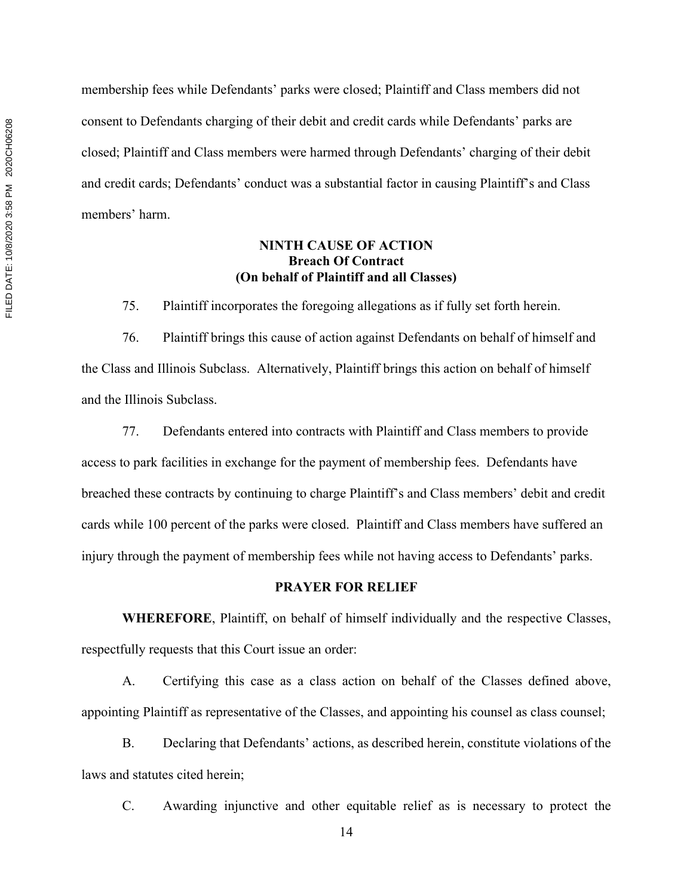membership fees while Defendants' parks were closed; Plaintiff and Class members did not consent to Defendants charging of their debit and credit cards while Defendants' parks are closed; Plaintiff and Class members were harmed through Defendants' charging of their debit and credit cards; Defendants' conduct was a substantial factor in causing Plaintiff's and Class members' harm.

**NINTH CAUSE OF ACTION**
**Breach Of Contract**
**(On behalf of Plaintiff and all Classes)**

75. Plaintiff incorporates the foregoing allegations as if fully set forth herein.

76. Plaintiff brings this cause of action against Defendants on behalf of himself and the Class and Illinois Subclass. Alternatively, Plaintiff brings this action on behalf of himself and the Illinois Subclass.

77. Defendants entered into contracts with Plaintiff and Class members to provide access to park facilities in exchange for the payment of membership fees. Defendants have breached these contracts by continuing to charge Plaintiff's and Class members' debit and credit cards while 100 percent of the parks were closed. Plaintiff and Class members have suffered an injury through the payment of membership fees while not having access to Defendants' parks.

**PRAYER FOR RELIEF**

**WHEREFORE**, Plaintiff, on behalf of himself individually and the respective Classes, respectfully requests that this Court issue an order:

A. Certifying this case as a class action on behalf of the Classes defined above, appointing Plaintiff as representative of the Classes, and appointing his counsel as class counsel;

B. Declaring that Defendants' actions, as described herein, constitute violations of the laws and statutes cited herein;

C. Awarding injunctive and other equitable relief as is necessary to protect the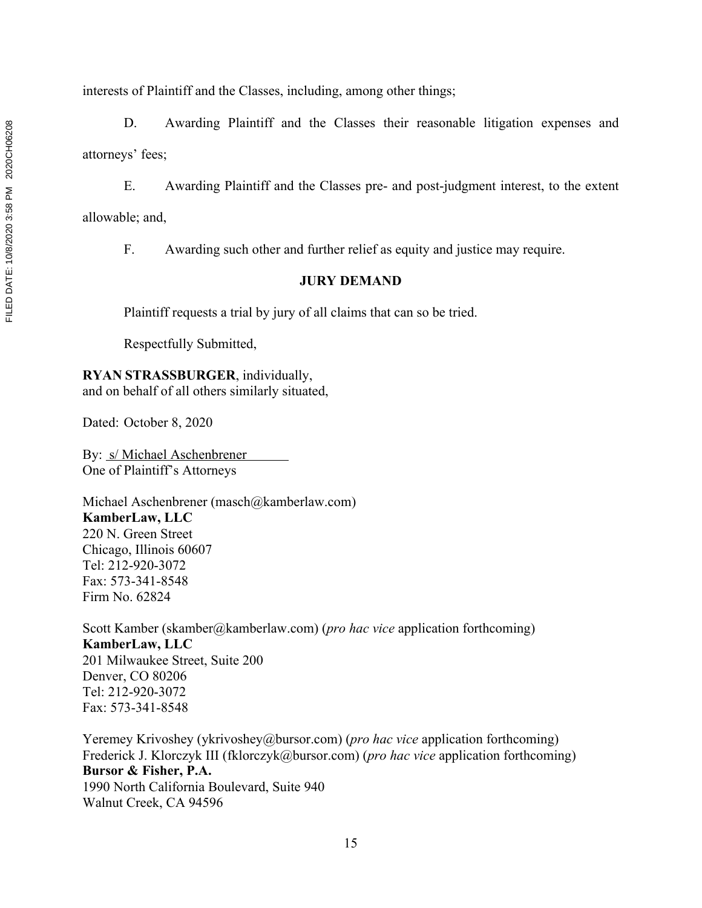interests of Plaintiff and the Classes, including, among other things;

D. Awarding Plaintiff and the Classes their reasonable litigation expenses and attorneys' fees;

E. Awarding Plaintiff and the Classes pre- and post-judgment interest, to the extent allowable; and,

F. Awarding such other and further relief as equity and justice may require.

**JURY DEMAND**

Plaintiff requests a trial by jury of all claims that can so be tried.

Respectfully Submitted,

**RYAN STRASSBURGER**, individually,
and on behalf of all others similarly situated,

Dated: October 8, 2020

By: s/ Michael Aschenbrener
One of Plaintiff's Attorneys

Michael Aschenbrener (masch@kamberlaw.com)
**KamberLaw, LLC**
220 N. Green Street
Chicago, Illinois 60607
Tel: 212-920-3072
Fax: 573-341-8548
Firm No. 62824

Scott Kamber (skamber@kamberlaw.com) (*pro hac vice* application forthcoming)
**KamberLaw, LLC**
201 Milwaukee Street, Suite 200
Denver, CO 80206
Tel: 212-920-3072
Fax: 573-341-8548

Yeremey Krivoshey (ykrivoshey@bursor.com) (*pro hac vice* application forthcoming)
Frederick J. Klorczyk III (fklorczyk@bursor.com) (*pro hac vice* application forthcoming)
**Bursor & Fisher, P.A.**
1990 North California Boulevard, Suite 940
Walnut Creek, CA 94596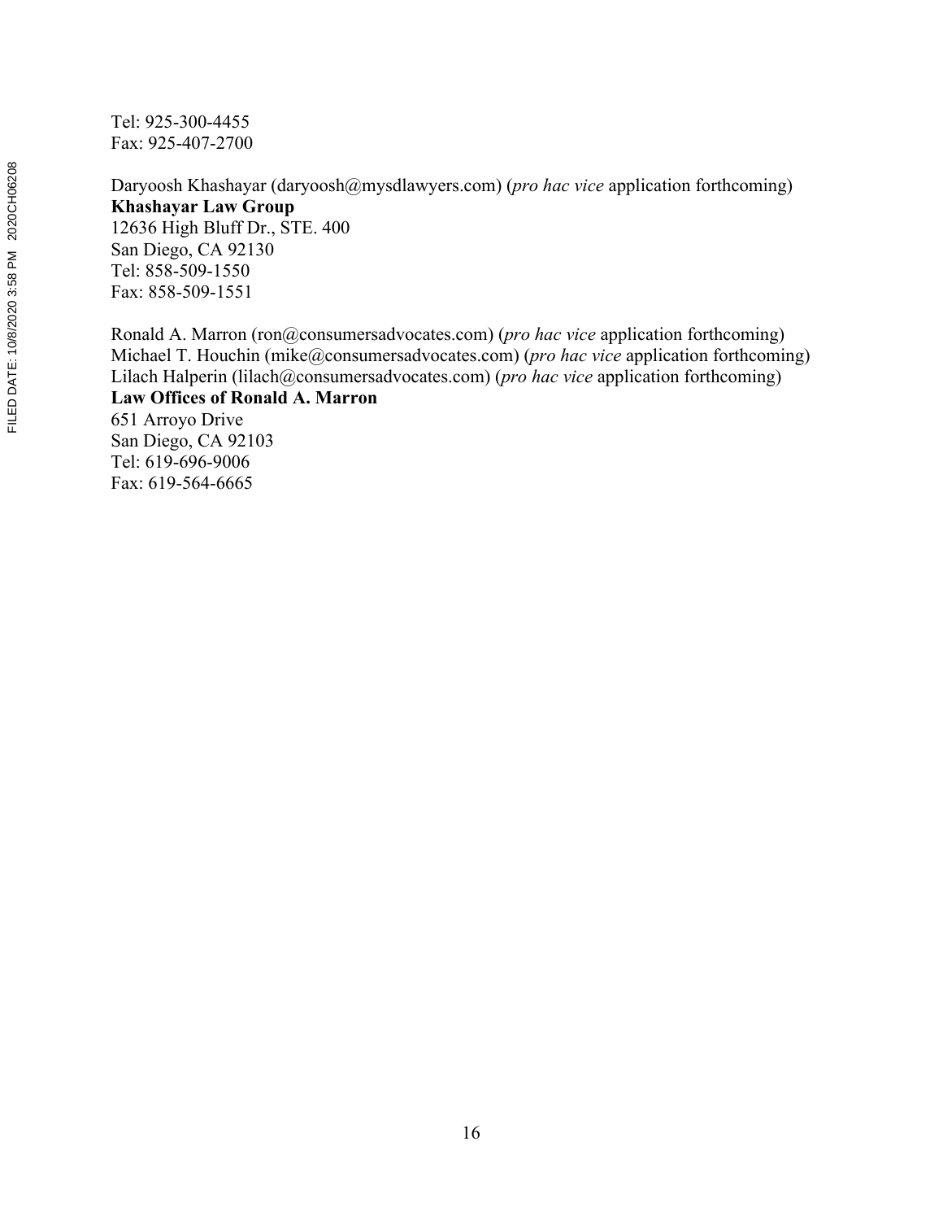Tel: 925-300-4455
Fax: 925-407-2700

Daryoosh Khashayar (daryoosh@mysdlawyers.com) (*pro hac vice* application forthcoming)
**Khashayar Law Group**
12636 High Bluff Dr., STE. 400
San Diego, CA 92130
Tel: 858-509-1550
Fax: 858-509-1551

Ronald A. Marron (ron@consumersadvocates.com) (*pro hac vice* application forthcoming)
Michael T. Houchin (mike@consumersadvocates.com) (*pro hac vice* application forthcoming)
Lilach Halperin (lilach@consumersadvocates.com) (*pro hac vice* application forthcoming)
**Law Offices of Ronald A. Marron**
651 Arroyo Drive
San Diego, CA 92103
Tel: 619-696-9006
Fax: 619-564-6665